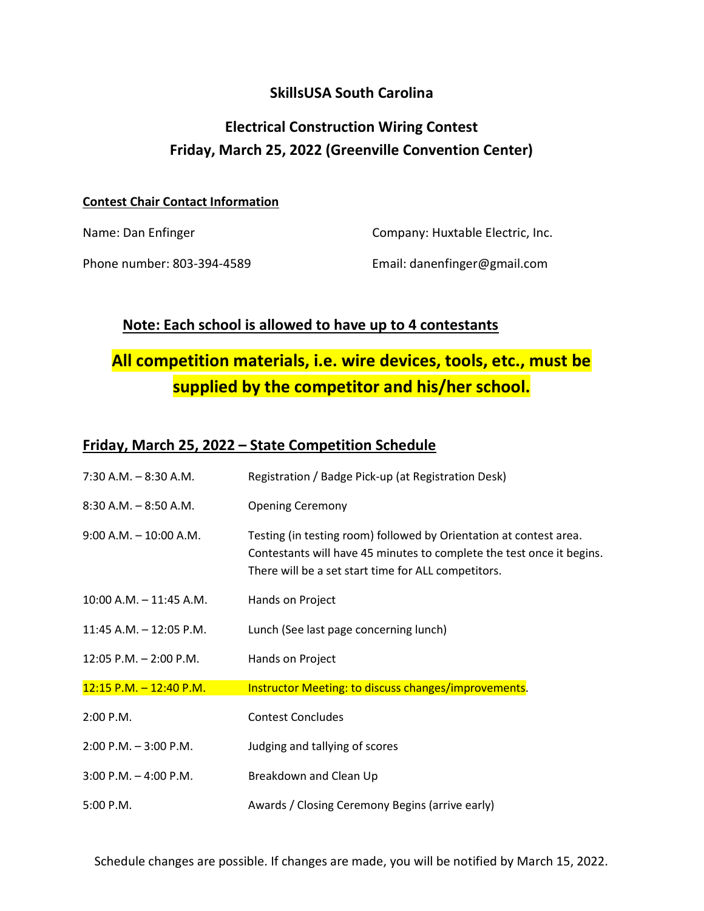# SkillsUSA South Carolina

## Electrical Construction Wiring Contest
## Friday, March 25, 2022 (Greenville Convention Center)

**Contest Chair Contact Information**

Name: Dan Enfinger

Company: Huxtable Electric, Inc.

Phone number: 803-394-4589

Email: danenfinger@gmail.com

**Note: Each school is allowed to have up to 4 contestants**

**All competition materials, i.e. wire devices, tools, etc., must be supplied by the competitor and his/her school.**

## Friday, March 25, 2022 – State Competition Schedule

| Time | Event |
|---|---|
| 7:30 A.M. – 8:30 A.M. | Registration / Badge Pick-up (at Registration Desk) |
| 8:30 A.M. – 8:50 A.M. | Opening Ceremony |
| 9:00 A.M. – 10:00 A.M. | Testing (in testing room) followed by Orientation at contest area. Contestants will have 45 minutes to complete the test once it begins. There will be a set start time for ALL competitors. |
| 10:00 A.M. – 11:45 A.M. | Hands on Project |
| 11:45 A.M. – 12:05 P.M. | Lunch (See last page concerning lunch) |
| 12:05 P.M. – 2:00 P.M. | Hands on Project |
| 12:15 P.M. – 12:40 P.M. | Instructor Meeting: to discuss changes/improvements. |
| 2:00 P.M. | Contest Concludes |
| 2:00 P.M. – 3:00 P.M. | Judging and tallying of scores |
| 3:00 P.M. – 4:00 P.M. | Breakdown and Clean Up |
| 5:00 P.M. | Awards / Closing Ceremony Begins (arrive early) |

Schedule changes are possible. If changes are made, you will be notified by March 15, 2022.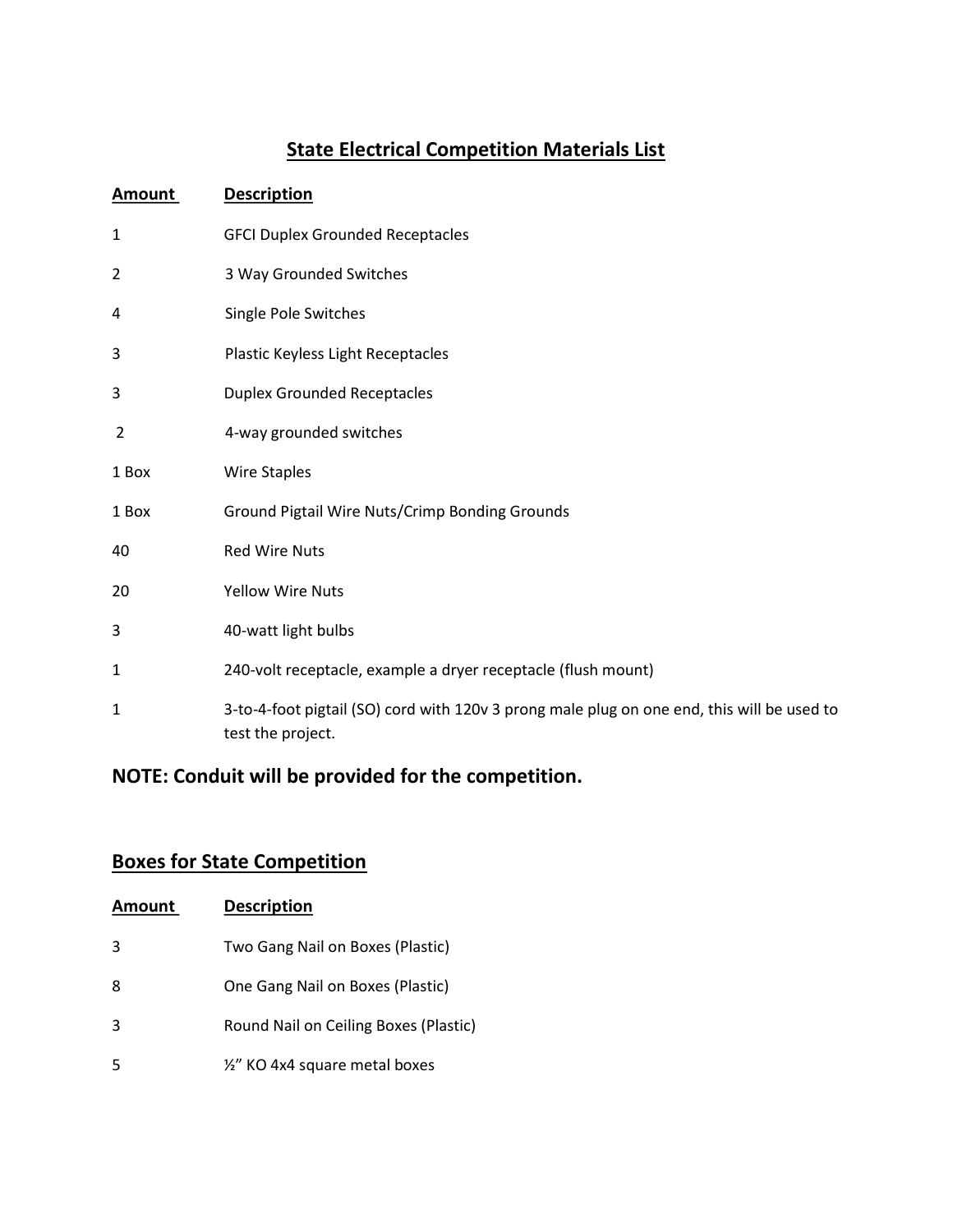## State Electrical Competition Materials List

| Amount | Description |
|---|---|
| 1 | GFCI Duplex Grounded Receptacles |
| 2 | 3 Way Grounded Switches |
| 4 | Single Pole Switches |
| 3 | Plastic Keyless Light Receptacles |
| 3 | Duplex Grounded Receptacles |
| 2 | 4-way grounded switches |
| 1 Box | Wire Staples |
| 1 Box | Ground Pigtail Wire Nuts/Crimp Bonding Grounds |
| 40 | Red Wire Nuts |
| 20 | Yellow Wire Nuts |
| 3 | 40-watt light bulbs |
| 1 | 240-volt receptacle, example a dryer receptacle (flush mount) |
| 1 | 3-to-4-foot pigtail (SO) cord with 120v 3 prong male plug on one end, this will be used to test the project. |

### NOTE: Conduit will be provided for the competition.

## Boxes for State Competition

| Amount | Description |
|---|---|
| 3 | Two Gang Nail on Boxes (Plastic) |
| 8 | One Gang Nail on Boxes (Plastic) |
| 3 | Round Nail on Ceiling Boxes (Plastic) |
| 5 | ½" KO 4x4 square metal boxes |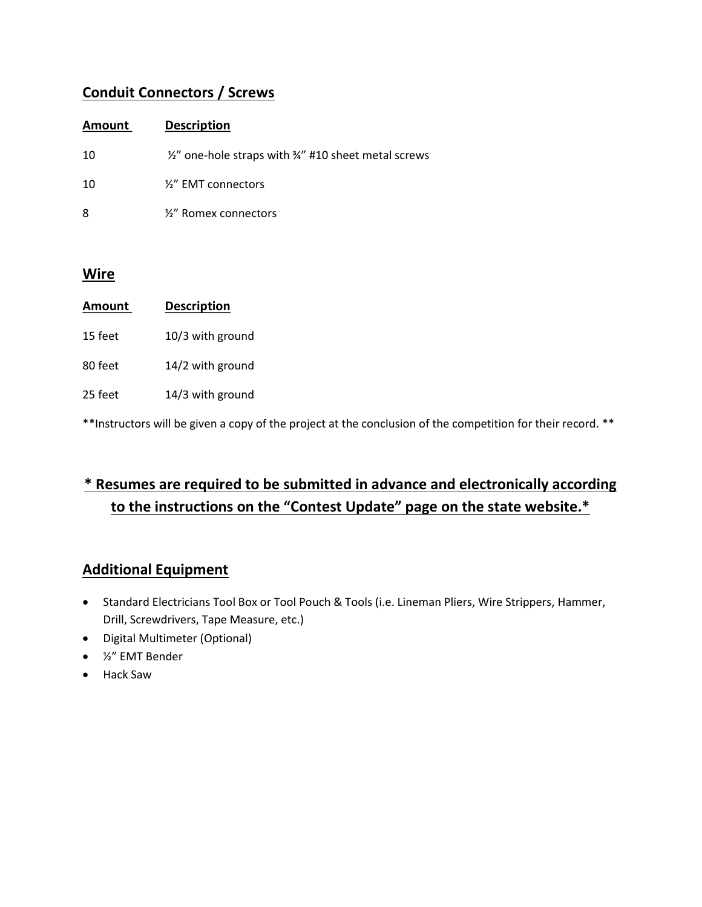## Conduit Connectors / Screws

| Amount | Description |
|---|---|
| 10 | ½" one-hole straps with ¾" #10 sheet metal screws |
| 10 | ½" EMT connectors |
| 8 | ½" Romex connectors |

## Wire

| Amount | Description |
|---|---|
| 15 feet | 10/3 with ground |
| 80 feet | 14/2 with ground |
| 25 feet | 14/3 with ground |

**Instructors will be given a copy of the project at the conclusion of the competition for their record. **

### * Resumes are required to be submitted in advance and electronically according to the instructions on the "Contest Update" page on the state website.*

## Additional Equipment

- Standard Electricians Tool Box or Tool Pouch & Tools (i.e. Lineman Pliers, Wire Strippers, Hammer, Drill, Screwdrivers, Tape Measure, etc.)
- Digital Multimeter (Optional)
- ½" EMT Bender
- Hack Saw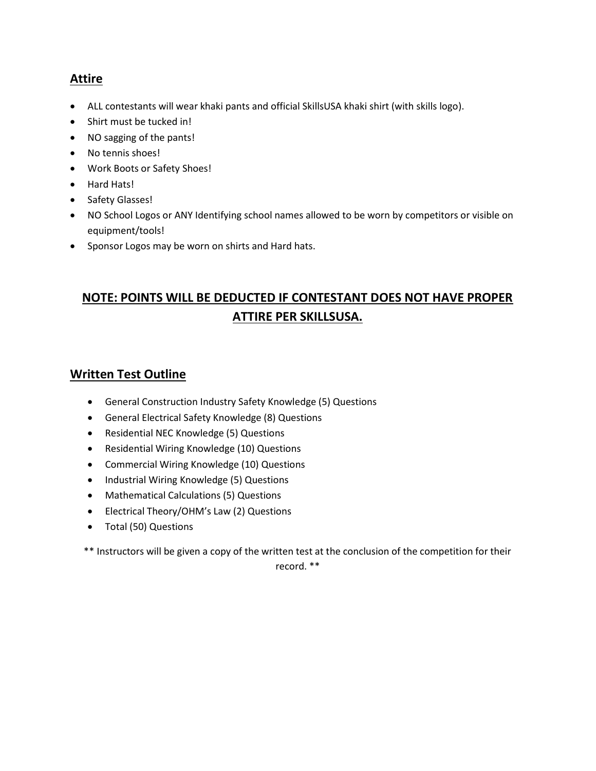## Attire

- ALL contestants will wear khaki pants and official SkillsUSA khaki shirt (with skills logo).
- Shirt must be tucked in!
- NO sagging of the pants!
- No tennis shoes!
- Work Boots or Safety Shoes!
- Hard Hats!
- Safety Glasses!
- NO School Logos or ANY Identifying school names allowed to be worn by competitors or visible on equipment/tools!
- Sponsor Logos may be worn on shirts and Hard hats.

## NOTE: POINTS WILL BE DEDUCTED IF CONTESTANT DOES NOT HAVE PROPER ATTIRE PER SKILLSUSA.

## Written Test Outline

- General Construction Industry Safety Knowledge (5) Questions
- General Electrical Safety Knowledge (8) Questions
- Residential NEC Knowledge (5) Questions
- Residential Wiring Knowledge (10) Questions
- Commercial Wiring Knowledge (10) Questions
- Industrial Wiring Knowledge (5) Questions
- Mathematical Calculations (5) Questions
- Electrical Theory/OHM's Law (2) Questions
- Total (50) Questions

** Instructors will be given a copy of the written test at the conclusion of the competition for their record. **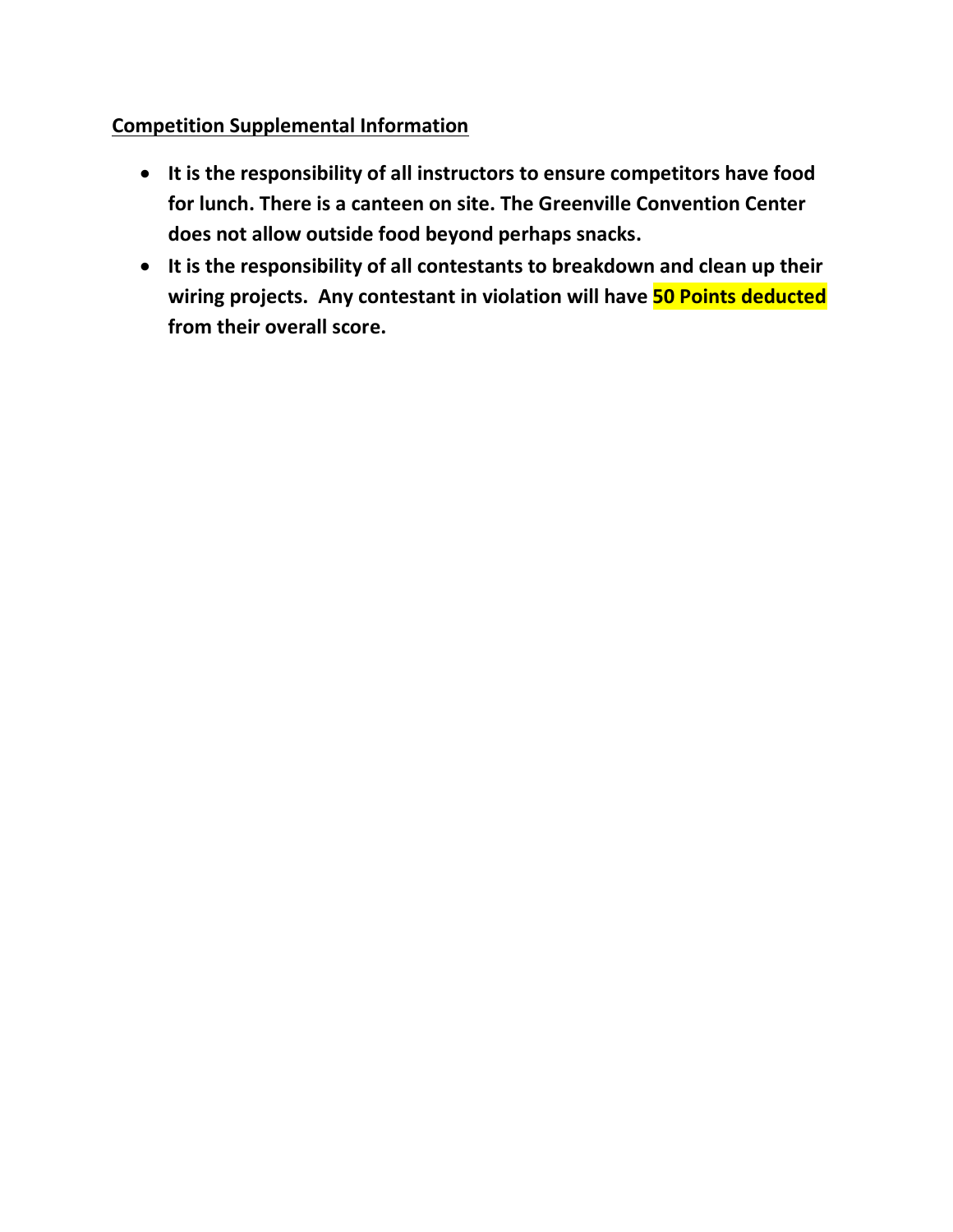**Competition Supplemental Information**

- **It is the responsibility of all instructors to ensure competitors have food for lunch. There is a canteen on site. The Greenville Convention Center does not allow outside food beyond perhaps snacks.**
- **It is the responsibility of all contestants to breakdown and clean up their wiring projects. Any contestant in violation will have 50 Points deducted from their overall score.**